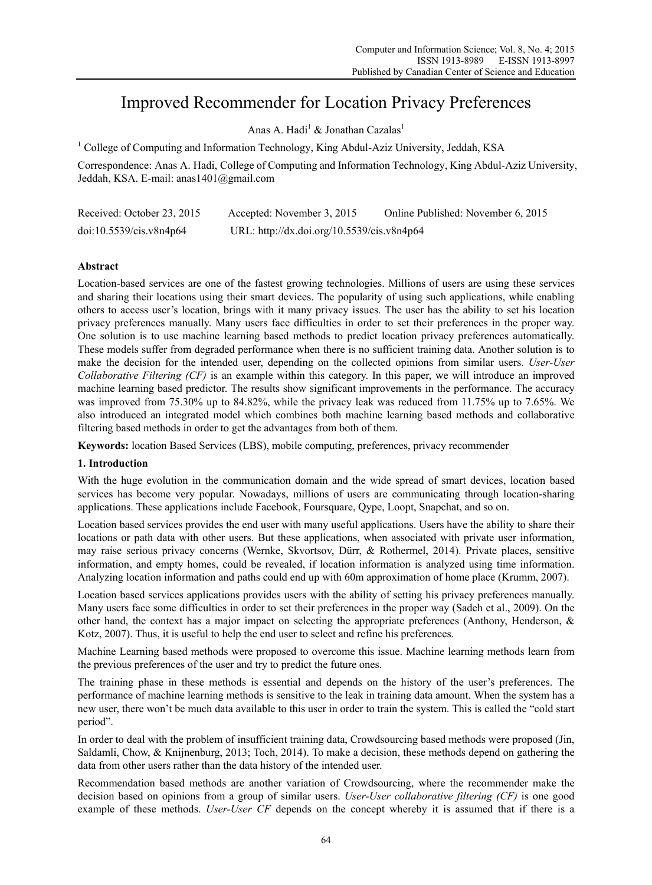# Improved Recommender for Location Privacy Preferences

Anas A. Hadi[1] & Jonathan Cazalas[1]

[1] College of Computing and Information Technology, King Abdul-Aziz University, Jeddah, KSA

Correspondence: Anas A. Hadi, College of Computing and Information Technology, King Abdul-Aziz University, Jeddah, KSA. E-mail: anas1401@gmail.com

Received: October 23, 2015 Accepted: November 3, 2015 Online Published: November 6, 2015

doi:10.5539/cis.v8n4p64 URL: http://dx.doi.org/10.5539/cis.v8n4p64

## Abstract

Location-based services are one of the fastest growing technologies. Millions of users are using these services and sharing their locations using their smart devices. The popularity of using such applications, while enabling others to access user's location, brings with it many privacy issues. The user has the ability to set his location privacy preferences manually. Many users face difficulties in order to set their preferences in the proper way. One solution is to use machine learning based methods to predict location privacy preferences automatically. These models suffer from degraded performance when there is no sufficient training data. Another solution is to make the decision for the intended user, depending on the collected opinions from similar users. *User-User Collaborative Filtering (CF)* is an example within this category. In this paper, we will introduce an improved machine learning based predictor. The results show significant improvements in the performance. The accuracy was improved from 75.30% up to 84.82%, while the privacy leak was reduced from 11.75% up to 7.65%. We also introduced an integrated model which combines both machine learning based methods and collaborative filtering based methods in order to get the advantages from both of them.

**Keywords:** location Based Services (LBS), mobile computing, preferences, privacy recommender

## 1. Introduction

With the huge evolution in the communication domain and the wide spread of smart devices, location based services has become very popular. Nowadays, millions of users are communicating through location-sharing applications. These applications include Facebook, Foursquare, Qype, Loopt, Snapchat, and so on.

Location based services provides the end user with many useful applications. Users have the ability to share their locations or path data with other users. But these applications, when associated with private user information, may raise serious privacy concerns (Wernke, Skvortsov, Dürr, & Rothermel, 2014). Private places, sensitive information, and empty homes, could be revealed, if location information is analyzed using time information. Analyzing location information and paths could end up with 60m approximation of home place (Krumm, 2007).

Location based services applications provides users with the ability of setting his privacy preferences manually. Many users face some difficulties in order to set their preferences in the proper way (Sadeh et al., 2009). On the other hand, the context has a major impact on selecting the appropriate preferences (Anthony, Henderson, & Kotz, 2007). Thus, it is useful to help the end user to select and refine his preferences.

Machine Learning based methods were proposed to overcome this issue. Machine learning methods learn from the previous preferences of the user and try to predict the future ones.

The training phase in these methods is essential and depends on the history of the user's preferences. The performance of machine learning methods is sensitive to the leak in training data amount. When the system has a new user, there won't be much data available to this user in order to train the system. This is called the "cold start period".

In order to deal with the problem of insufficient training data, Crowdsourcing based methods were proposed (Jin, Saldamli, Chow, & Knijnenburg, 2013; Toch, 2014). To make a decision, these methods depend on gathering the data from other users rather than the data history of the intended user.

Recommendation based methods are another variation of Crowdsourcing, where the recommender make the decision based on opinions from a group of similar users. *User-User collaborative filtering (CF)* is one good example of these methods. *User-User CF* depends on the concept whereby it is assumed that if there is a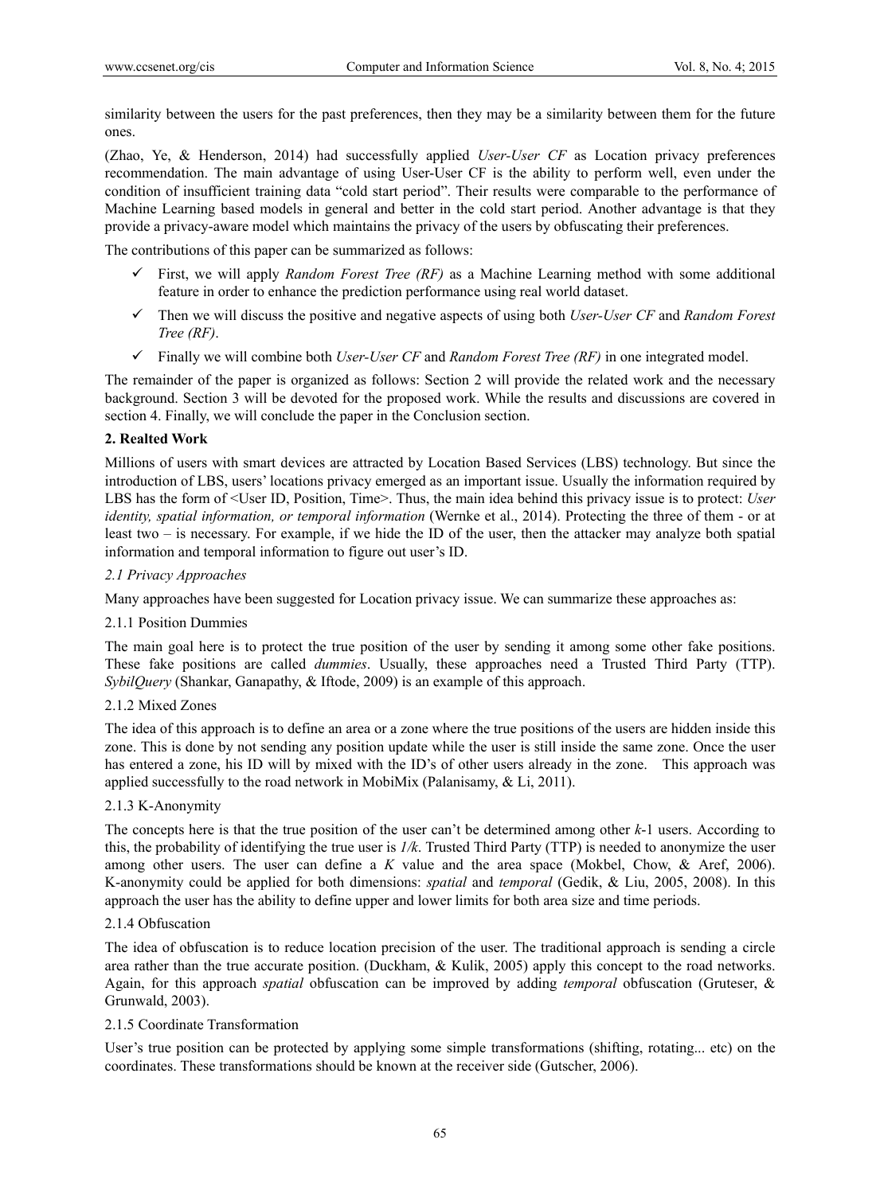similarity between the users for the past preferences, then they may be a similarity between them for the future ones.

(Zhao, Ye, & Henderson, 2014) had successfully applied *User-User CF* as Location privacy preferences recommendation. The main advantage of using User-User CF is the ability to perform well, even under the condition of insufficient training data "cold start period". Their results were comparable to the performance of Machine Learning based models in general and better in the cold start period. Another advantage is that they provide a privacy-aware model which maintains the privacy of the users by obfuscating their preferences.

The contributions of this paper can be summarized as follows:

- ✓ First, we will apply *Random Forest Tree (RF)* as a Machine Learning method with some additional feature in order to enhance the prediction performance using real world dataset.
- ✓ Then we will discuss the positive and negative aspects of using both *User-User CF* and *Random Forest Tree (RF)*.
- ✓ Finally we will combine both *User-User CF* and *Random Forest Tree (RF)* in one integrated model.

The remainder of the paper is organized as follows: Section 2 will provide the related work and the necessary background. Section 3 will be devoted for the proposed work. While the results and discussions are covered in section 4. Finally, we will conclude the paper in the Conclusion section.

## 2. Realted Work

Millions of users with smart devices are attracted by Location Based Services (LBS) technology. But since the introduction of LBS, users' locations privacy emerged as an important issue. Usually the information required by LBS has the form of <User ID, Position, Time>. Thus, the main idea behind this privacy issue is to protect: *User identity, spatial information, or temporal information* (Wernke et al., 2014). Protecting the three of them - or at least two – is necessary. For example, if we hide the ID of the user, then the attacker may analyze both spatial information and temporal information to figure out user's ID.

### *2.1 Privacy Approaches*

Many approaches have been suggested for Location privacy issue. We can summarize these approaches as:

#### 2.1.1 Position Dummies

The main goal here is to protect the true position of the user by sending it among some other fake positions. These fake positions are called *dummies*. Usually, these approaches need a Trusted Third Party (TTP). *SybilQuery* (Shankar, Ganapathy, & Iftode, 2009) is an example of this approach.

#### 2.1.2 Mixed Zones

The idea of this approach is to define an area or a zone where the true positions of the users are hidden inside this zone. This is done by not sending any position update while the user is still inside the same zone. Once the user has entered a zone, his ID will by mixed with the ID's of other users already in the zone. This approach was applied successfully to the road network in MobiMix (Palanisamy, & Li, 2011).

#### 2.1.3 K-Anonymity

The concepts here is that the true position of the user can't be determined among other $k$-1 users. According to this, the probability of identifying the true user is $1/k$. Trusted Third Party (TTP) is needed to anonymize the user among other users. The user can define a $K$ value and the area space (Mokbel, Chow, & Aref, 2006). K-anonymity could be applied for both dimensions: *spatial* and *temporal* (Gedik, & Liu, 2005, 2008). In this approach the user has the ability to define upper and lower limits for both area size and time periods.

#### 2.1.4 Obfuscation

The idea of obfuscation is to reduce location precision of the user. The traditional approach is sending a circle area rather than the true accurate position. (Duckham, & Kulik, 2005) apply this concept to the road networks. Again, for this approach *spatial* obfuscation can be improved by adding *temporal* obfuscation (Gruteser, & Grunwald, 2003).

#### 2.1.5 Coordinate Transformation

User's true position can be protected by applying some simple transformations (shifting, rotating... etc) on the coordinates. These transformations should be known at the receiver side (Gutscher, 2006).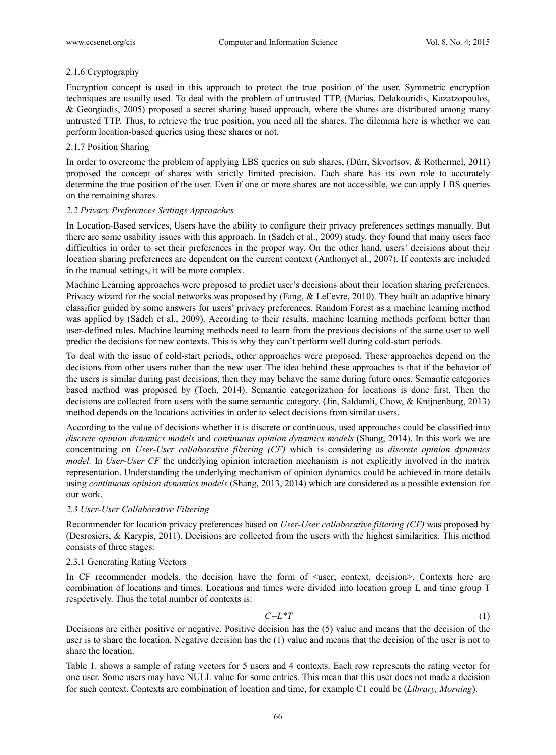#### 2.1.6 Cryptography

Encryption concept is used in this approach to protect the true position of the user. Symmetric encryption techniques are usually used. To deal with the problem of untrusted TTP, (Marias, Delakouridis, Kazatzopoulos, & Georgiadis, 2005) proposed a secret sharing based approach, where the shares are distributed among many untrusted TTP. Thus, to retrieve the true position, you need all the shares. The dilemma here is whether we can perform location-based queries using these shares or not.

#### 2.1.7 Position Sharing

In order to overcome the problem of applying LBS queries on sub shares, (Dürr, Skvortsov, & Rothermel, 2011) proposed the concept of shares with strictly limited precision. Each share has its own role to accurately determine the true position of the user. Even if one or more shares are not accessible, we can apply LBS queries on the remaining shares.

### *2.2 Privacy Preferences Settings Approaches*

In Location-Based services, Users have the ability to configure their privacy preferences settings manually. But there are some usability issues with this approach. In (Sadeh et al., 2009) study, they found that many users face difficulties in order to set their preferences in the proper way. On the other hand, users' decisions about their location sharing preferences are dependent on the current context (Anthonyet al., 2007). If contexts are included in the manual settings, it will be more complex.

Machine Learning approaches were proposed to predict user's decisions about their location sharing preferences. Privacy wizard for the social networks was proposed by (Fang, & LeFevre, 2010). They built an adaptive binary classifier guided by some answers for users' privacy preferences. Random Forest as a machine learning method was applied by (Sadeh et al., 2009). According to their results, machine learning methods perform better than user-defined rules. Machine learning methods need to learn from the previous decisions of the same user to well predict the decisions for new contexts. This is why they can't perform well during cold-start periods.

To deal with the issue of cold-start periods, other approaches were proposed. These approaches depend on the decisions from other users rather than the new user. The idea behind these approaches is that if the behavior of the users is similar during past decisions, then they may behave the same during future ones. Semantic categories based method was proposed by (Toch, 2014). Semantic categorization for locations is done first. Then the decisions are collected from users with the same semantic category. (Jin, Saldamli, Chow, & Knijnenburg, 2013) method depends on the locations activities in order to select decisions from similar users.

According to the value of decisions whether it is discrete or continuous, used approaches could be classified into *discrete opinion dynamics models* and *continuous opinion dynamics models* (Shang, 2014). In this work we are concentrating on *User-User collaborative filtering (CF)* which is considering as *discrete opinion dynamics model.* In *User-User CF* the underlying opinion interaction mechanism is not explicitly involved in the matrix representation. Understanding the underlying mechanism of opinion dynamics could be achieved in more details using *continuous opinion dynamics models* (Shang, 2013, 2014) which are considered as a possible extension for our work.

### *2.3 User-User Collaborative Filtering*

Recommender for location privacy preferences based on *User-User collaborative filtering (CF)* was proposed by (Desrosiers, & Karypis, 2011). Decisions are collected from the users with the highest similarities. This method consists of three stages:

#### 2.3.1 Generating Rating Vectors

In CF recommender models, the decision have the form of <user; context, decision>. Contexts here are combination of locations and times. Locations and times were divided into location group L and time group T respectively. Thus the total number of contexts is:

$$C = L * T \tag{1}$$

Decisions are either positive or negative. Positive decision has the (5) value and means that the decision of the user is to share the location. Negative decision has the (1) value and means that the decision of the user is not to share the location.

Table 1. shows a sample of rating vectors for 5 users and 4 contexts. Each row represents the rating vector for one user. Some users may have NULL value for some entries. This mean that this user does not made a decision for such context. Contexts are combination of location and time, for example C1 could be (*Library, Morning*).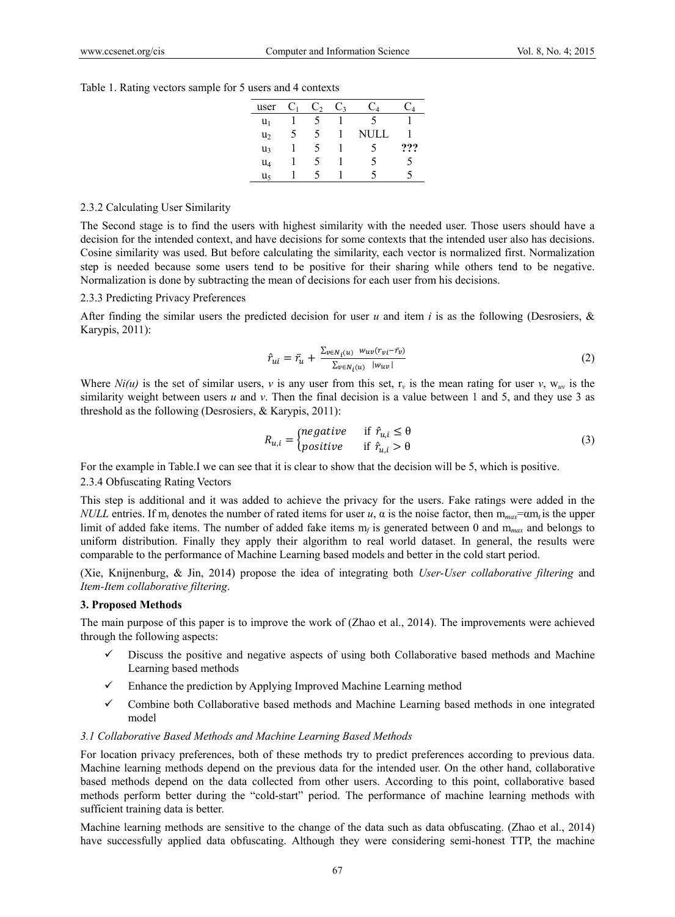Table 1. Rating vectors sample for 5 users and 4 contexts

| user | $C_1$ | $C_2$ | $C_3$ | $C_4$ | $C_4$ |
|---|---|---|---|---|---|
| $u_1$ | 1 | 5 | 1 | 5 | 1 |
| $u_2$ | 5 | 5 | 1 | NULL | 1 |
| $u_3$ | 1 | 5 | 1 | 5 | **???** |
| $u_4$ | 1 | 5 | 1 | 5 | 5 |
| $u_5$ | 1 | 5 | 1 | 5 | 5 |

#### 2.3.2 Calculating User Similarity

The Second stage is to find the users with highest similarity with the needed user. Those users should have a decision for the intended context, and have decisions for some contexts that the intended user also has decisions. Cosine similarity was used. But before calculating the similarity, each vector is normalized first. Normalization step is needed because some users tend to be positive for their sharing while others tend to be negative. Normalization is done by subtracting the mean of decisions for each user from his decisions.

#### 2.3.3 Predicting Privacy Preferences

After finding the similar users the predicted decision for user *u* and item *i* is as the following (Desrosiers, & Karypis, 2011):

$$\hat{r}_{ui} = \bar{r}_u + \frac{\sum_{v \in N_i(u)} w_{uv}(r_{vi} - \bar{r}_v)}{\sum_{v \in N_i(u)} |w_{uv}|} \tag{2}$$

Where $Ni(u)$ is the set of similar users, $v$ is any user from this set, $r_v$ is the mean rating for user $v$, $w_{uv}$ is the similarity weight between users $u$ and $v$. Then the final decision is a value between 1 and 5, and they use 3 as threshold as the following (Desrosiers, & Karypis, 2011):

$$R_{u,i} = \begin{cases} negative & \text{if } \hat{r}_{u,i} \leq \theta \\ positive & \text{if } \hat{r}_{u,i} > \theta \end{cases} \tag{3}$$

For the example in Table.I we can see that it is clear to show that the decision will be 5, which is positive.

#### 2.3.4 Obfuscating Rating Vectors

This step is additional and it was added to achieve the privacy for the users. Fake ratings were added in the *NULL* entries. If $m_t$ denotes the number of rated items for user $u$, $\alpha$ is the noise factor, then $m_{max}=\alpha m_t$ is the upper limit of added fake items. The number of added fake items $m_f$ is generated between 0 and $m_{max}$ and belongs to uniform distribution. Finally they apply their algorithm to real world dataset. In general, the results were comparable to the performance of Machine Learning based models and better in the cold start period.

(Xie, Knijnenburg, & Jin, 2014) propose the idea of integrating both *User-User collaborative filtering* and *Item-Item collaborative filtering*.

## 3. Proposed Methods

The main purpose of this paper is to improve the work of (Zhao et al., 2014). The improvements were achieved through the following aspects:

- ✓ Discuss the positive and negative aspects of using both Collaborative based methods and Machine Learning based methods
- ✓ Enhance the prediction by Applying Improved Machine Learning method
- ✓ Combine both Collaborative based methods and Machine Learning based methods in one integrated model

### *3.1 Collaborative Based Methods and Machine Learning Based Methods*

For location privacy preferences, both of these methods try to predict preferences according to previous data. Machine learning methods depend on the previous data for the intended user. On the other hand, collaborative based methods depend on the data collected from other users. According to this point, collaborative based methods perform better during the "cold-start" period. The performance of machine learning methods with sufficient training data is better.

Machine learning methods are sensitive to the change of the data such as data obfuscating. (Zhao et al., 2014) have successfully applied data obfuscating. Although they were considering semi-honest TTP, the machine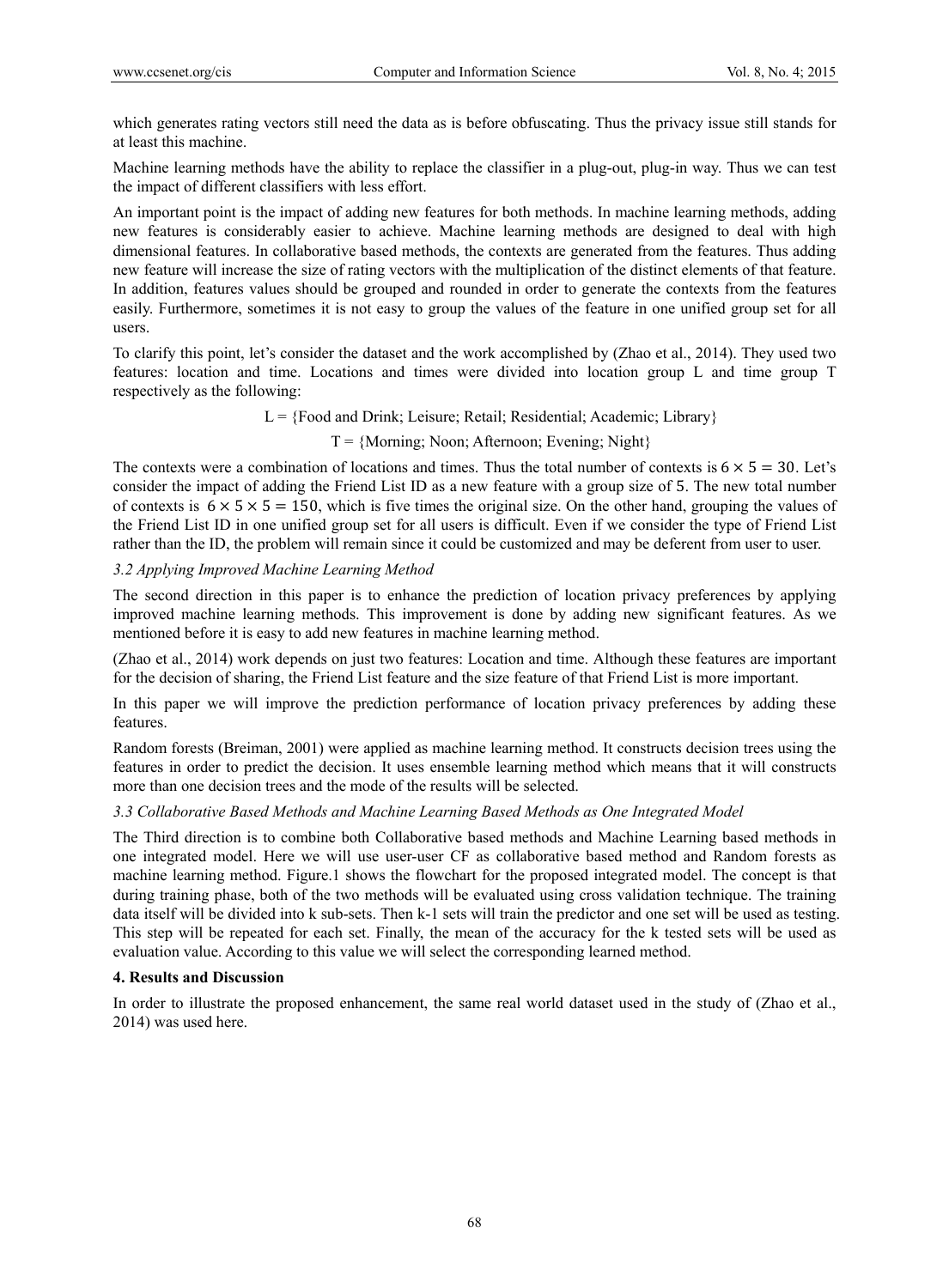which generates rating vectors still need the data as is before obfuscating. Thus the privacy issue still stands for at least this machine.

Machine learning methods have the ability to replace the classifier in a plug-out, plug-in way. Thus we can test the impact of different classifiers with less effort.

An important point is the impact of adding new features for both methods. In machine learning methods, adding new features is considerably easier to achieve. Machine learning methods are designed to deal with high dimensional features. In collaborative based methods, the contexts are generated from the features. Thus adding new feature will increase the size of rating vectors with the multiplication of the distinct elements of that feature. In addition, features values should be grouped and rounded in order to generate the contexts from the features easily. Furthermore, sometimes it is not easy to group the values of the feature in one unified group set for all users.

To clarify this point, let's consider the dataset and the work accomplished by (Zhao et al., 2014). They used two features: location and time. Locations and times were divided into location group L and time group T respectively as the following:

L = {Food and Drink; Leisure; Retail; Residential; Academic; Library}

T = {Morning; Noon; Afternoon; Evening; Night}

The contexts were a combination of locations and times. Thus the total number of contexts is $6 \times 5 = 30$. Let's consider the impact of adding the Friend List ID as a new feature with a group size of $5$. The new total number of contexts is $6 \times 5 \times 5 = 150$, which is five times the original size. On the other hand, grouping the values of the Friend List ID in one unified group set for all users is difficult. Even if we consider the type of Friend List rather than the ID, the problem will remain since it could be customized and may be deferent from user to user.

### *3.2 Applying Improved Machine Learning Method*

The second direction in this paper is to enhance the prediction of location privacy preferences by applying improved machine learning methods. This improvement is done by adding new significant features. As we mentioned before it is easy to add new features in machine learning method.

(Zhao et al., 2014) work depends on just two features: Location and time. Although these features are important for the decision of sharing, the Friend List feature and the size feature of that Friend List is more important.

In this paper we will improve the prediction performance of location privacy preferences by adding these features.

Random forests (Breiman, 2001) were applied as machine learning method. It constructs decision trees using the features in order to predict the decision. It uses ensemble learning method which means that it will constructs more than one decision trees and the mode of the results will be selected.

### *3.3 Collaborative Based Methods and Machine Learning Based Methods as One Integrated Model*

The Third direction is to combine both Collaborative based methods and Machine Learning based methods in one integrated model. Here we will use user-user CF as collaborative based method and Random forests as machine learning method. Figure.1 shows the flowchart for the proposed integrated model. The concept is that during training phase, both of the two methods will be evaluated using cross validation technique. The training data itself will be divided into k sub-sets. Then k-1 sets will train the predictor and one set will be used as testing. This step will be repeated for each set. Finally, the mean of the accuracy for the k tested sets will be used as evaluation value. According to this value we will select the corresponding learned method.

## 4. Results and Discussion

In order to illustrate the proposed enhancement, the same real world dataset used in the study of (Zhao et al., 2014) was used here.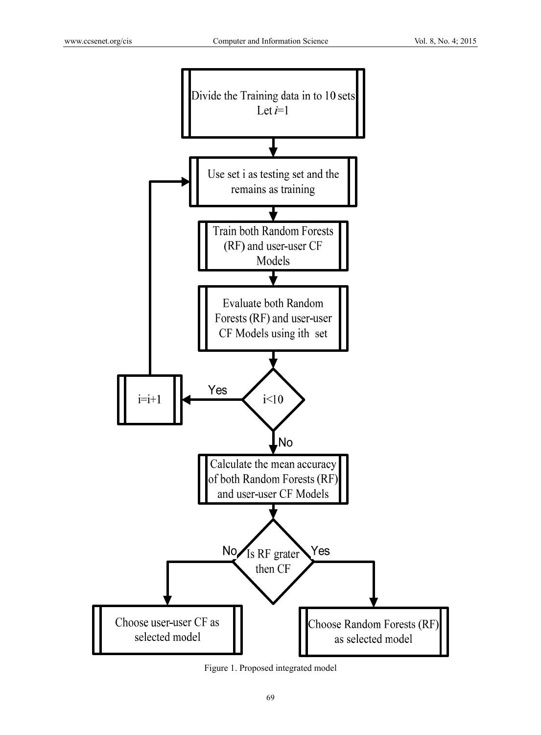Divide the Training data in to 10 sets
Let $i$=1

Use set i as testing set and the remains as training

Train both Random Forests (RF) and user-user CF Models

Evaluate both Random Forests (RF) and user-user CF Models using ith set

i<10

Yes

i=i+1

No

Calculate the mean accuracy of both Random Forests (RF) and user-user CF Models

Is RF grater then CF

No

Yes

Choose user-user CF as selected model

Choose Random Forests (RF) as selected model

Figure 1. Proposed integrated model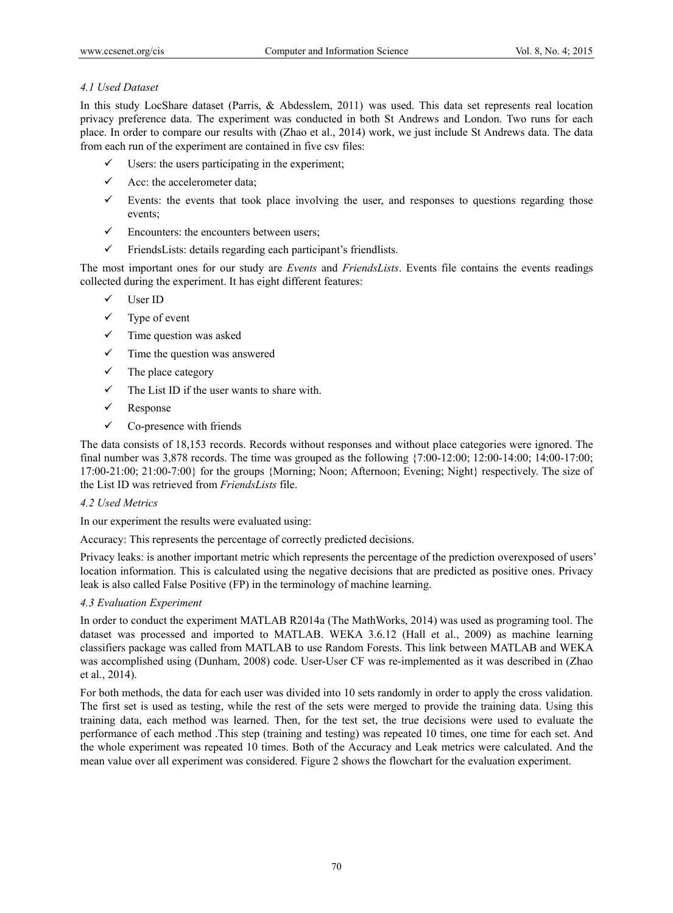### *4.1 Used Dataset*

In this study LocShare dataset (Parris, & Abdesslem, 2011) was used. This data set represents real location privacy preference data. The experiment was conducted in both St Andrews and London. Two runs for each place. In order to compare our results with (Zhao et al., 2014) work, we just include St Andrews data. The data from each run of the experiment are contained in five csv files:

- ✓ Users: the users participating in the experiment;
- ✓ Acc: the accelerometer data;
- ✓ Events: the events that took place involving the user, and responses to questions regarding those events;
- ✓ Encounters: the encounters between users;
- ✓ FriendsLists: details regarding each participant's friendlists.

The most important ones for our study are *Events* and *FriendsLists*. Events file contains the events readings collected during the experiment. It has eight different features:

- ✓ User ID
- ✓ Type of event
- ✓ Time question was asked
- ✓ Time the question was answered
- ✓ The place category
- ✓ The List ID if the user wants to share with.
- ✓ Response
- ✓ Co-presence with friends

The data consists of 18,153 records. Records without responses and without place categories were ignored. The final number was 3,878 records. The time was grouped as the following {7:00-12:00; 12:00-14:00; 14:00-17:00; 17:00-21:00; 21:00-7:00} for the groups {Morning; Noon; Afternoon; Evening; Night} respectively. The size of the List ID was retrieved from *FriendsLists* file.

### *4.2 Used Metrics*

In our experiment the results were evaluated using:

Accuracy: This represents the percentage of correctly predicted decisions.

Privacy leaks: is another important metric which represents the percentage of the prediction overexposed of users' location information. This is calculated using the negative decisions that are predicted as positive ones. Privacy leak is also called False Positive (FP) in the terminology of machine learning.

### *4.3 Evaluation Experiment*

In order to conduct the experiment MATLAB R2014a (The MathWorks, 2014) was used as programing tool. The dataset was processed and imported to MATLAB. WEKA 3.6.12 (Hall et al., 2009) as machine learning classifiers package was called from MATLAB to use Random Forests. This link between MATLAB and WEKA was accomplished using (Dunham, 2008) code. User-User CF was re-implemented as it was described in (Zhao et al., 2014).

For both methods, the data for each user was divided into 10 sets randomly in order to apply the cross validation. The first set is used as testing, while the rest of the sets were merged to provide the training data. Using this training data, each method was learned. Then, for the test set, the true decisions were used to evaluate the performance of each method .This step (training and testing) was repeated 10 times, one time for each set. And the whole experiment was repeated 10 times. Both of the Accuracy and Leak metrics were calculated. And the mean value over all experiment was considered. Figure 2 shows the flowchart for the evaluation experiment.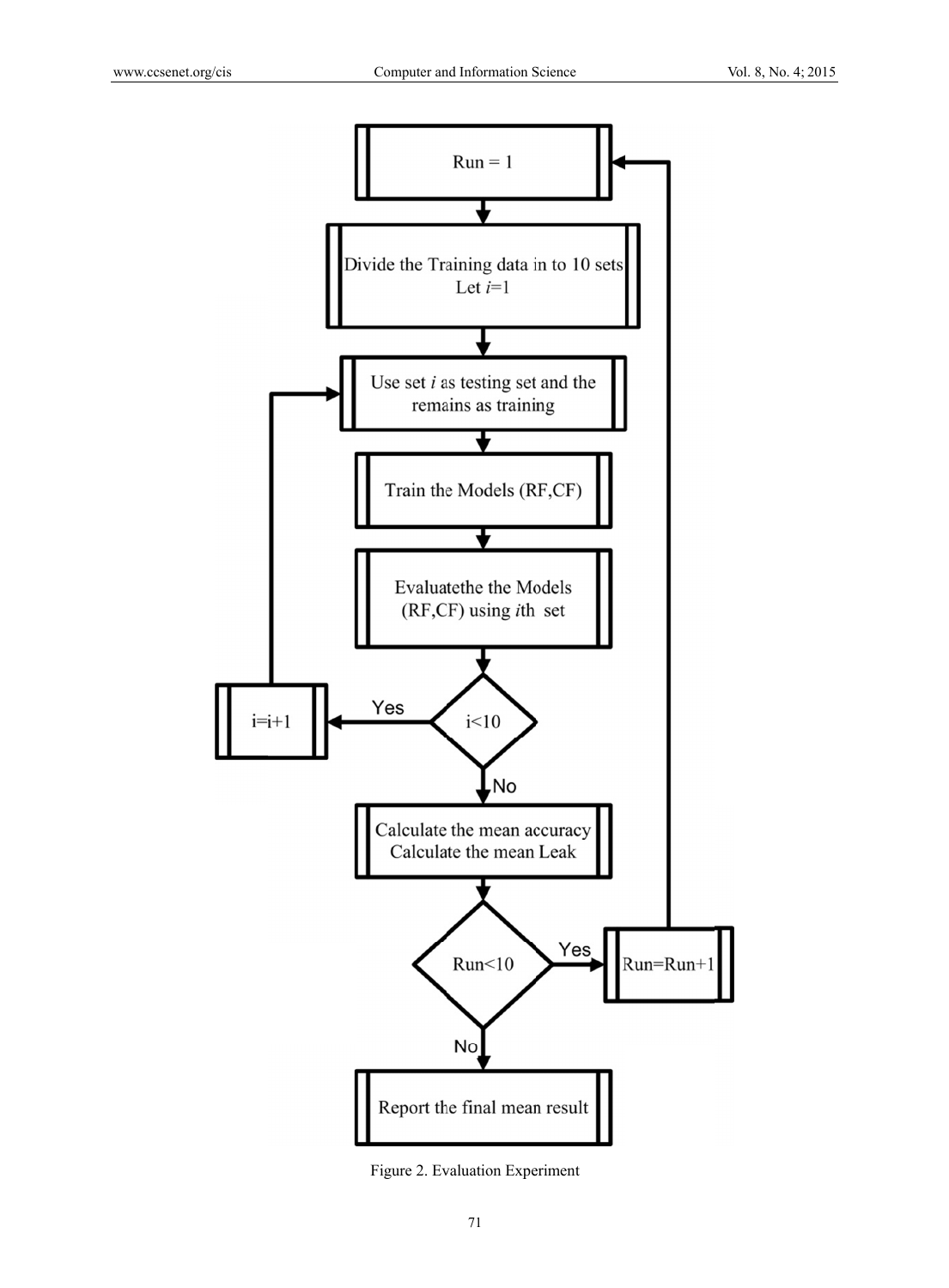Run = 1

Divide the Training data in to 10 sets
Let $i$=1

Use set $i$ as testing set and the remains as training

Train the Models (RF,CF)

Evaluatethe the Models (RF,CF) using $i$th set

i<10 — Yes: i=i+1 (return to "Use set $i$ as testing set and the remains as training"); No: continue

Calculate the mean accuracy
Calculate the mean Leak

Run<10 — Yes: Run=Run+1 (return to "Run = 1"); No: continue

Report the final mean result

Figure 2. Evaluation Experiment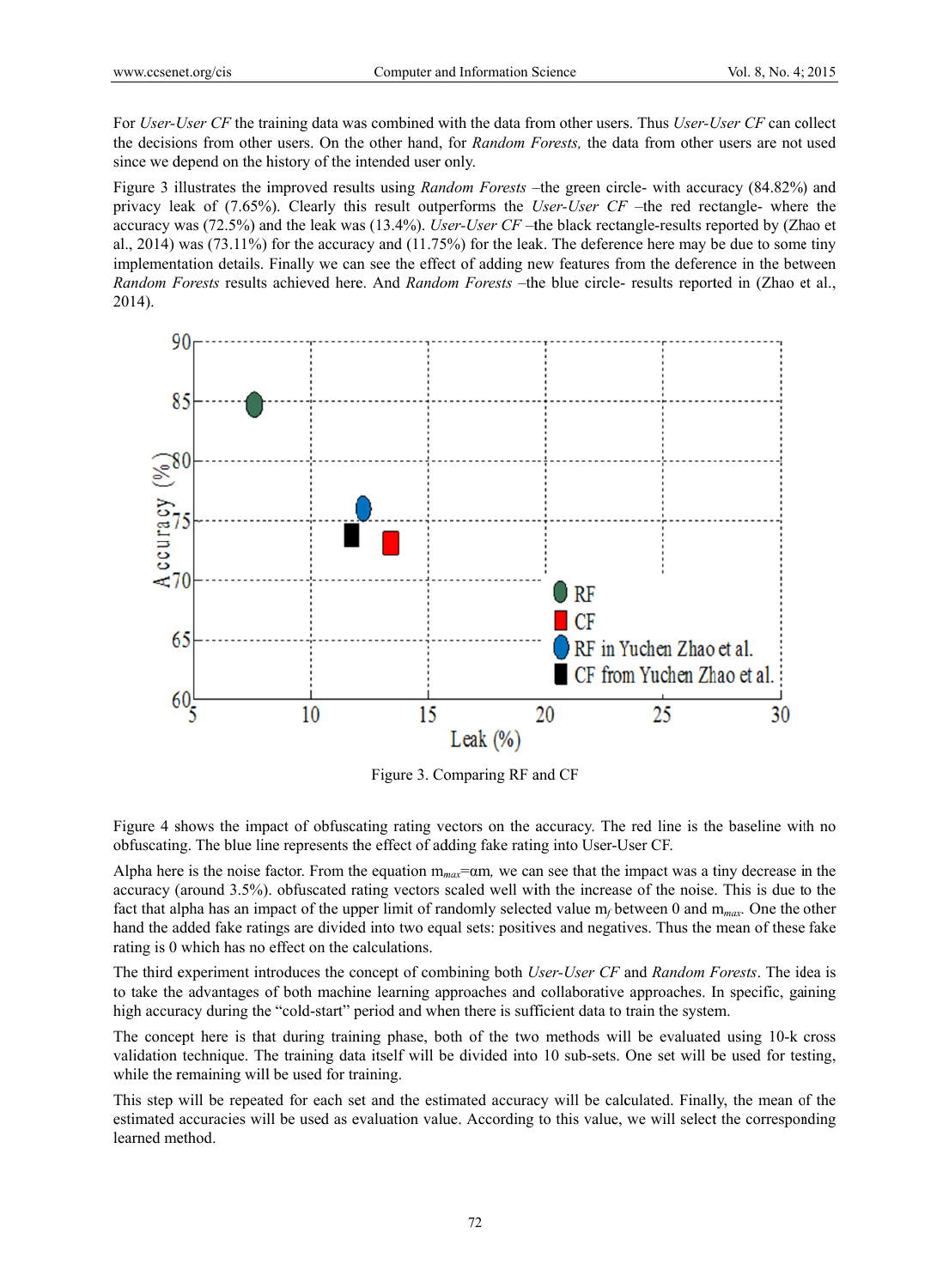For *User-User CF* the training data was combined with the data from other users. Thus *User-User CF* can collect the decisions from other users. On the other hand, for *Random Forests,* the data from other users are not used since we depend on the history of the intended user only.

Figure 3 illustrates the improved results using *Random Forests* –the green circle- with accuracy (84.82%) and privacy leak of (7.65%). Clearly this result outperforms the *User-User CF* –the red rectangle- where the accuracy was (72.5%) and the leak was (13.4%). *User-User CF* –the black rectangle-results reported by (Zhao et al., 2014) was (73.11%) for the accuracy and (11.75%) for the leak. The deference here may be due to some tiny implementation details. Finally we can see the effect of adding new features from the deference in the between *Random Forests* results achieved here. And *Random Forests* –the blue circle- results reported in (Zhao et al., 2014).

Figure 3. Comparing RF and CF

Figure 4 shows the impact of obfuscating rating vectors on the accuracy. The red line is the baseline with no obfuscating. The blue line represents the effect of adding fake rating into User-User CF.

Alpha here is the noise factor. From the equation $m_{max}=\alpha m$, we can see that the impact was a tiny decrease in the accuracy (around 3.5%). obfuscated rating vectors scaled well with the increase of the noise. This is due to the fact that alpha has an impact of the upper limit of randomly selected value $m_f$ between 0 and $m_{max}$. One the other hand the added fake ratings are divided into two equal sets: positives and negatives. Thus the mean of these fake rating is 0 which has no effect on the calculations.

The third experiment introduces the concept of combining both *User-User CF* and *Random Forests*. The idea is to take the advantages of both machine learning approaches and collaborative approaches. In specific, gaining high accuracy during the "cold-start" period and when there is sufficient data to train the system.

The concept here is that during training phase, both of the two methods will be evaluated using 10-k cross validation technique. The training data itself will be divided into 10 sub-sets. One set will be used for testing, while the remaining will be used for training.

This step will be repeated for each set and the estimated accuracy will be calculated. Finally, the mean of the estimated accuracies will be used as evaluation value. According to this value, we will select the corresponding learned method.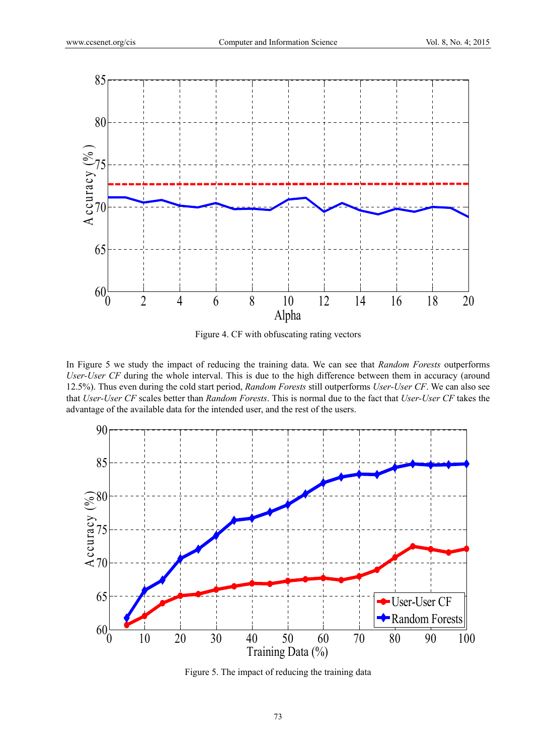Figure 4. CF with obfuscating rating vectors

In Figure 5 we study the impact of reducing the training data. We can see that *Random Forests* outperforms *User-User CF* during the whole interval. This is due to the high difference between them in accuracy (around 12.5%). Thus even during the cold start period, *Random Forests* still outperforms *User-User CF*. We can also see that *User-User CF* scales better than *Random Forests*. This is normal due to the fact that *User-User CF* takes the advantage of the available data for the intended user, and the rest of the users.

Figure 5. The impact of reducing the training data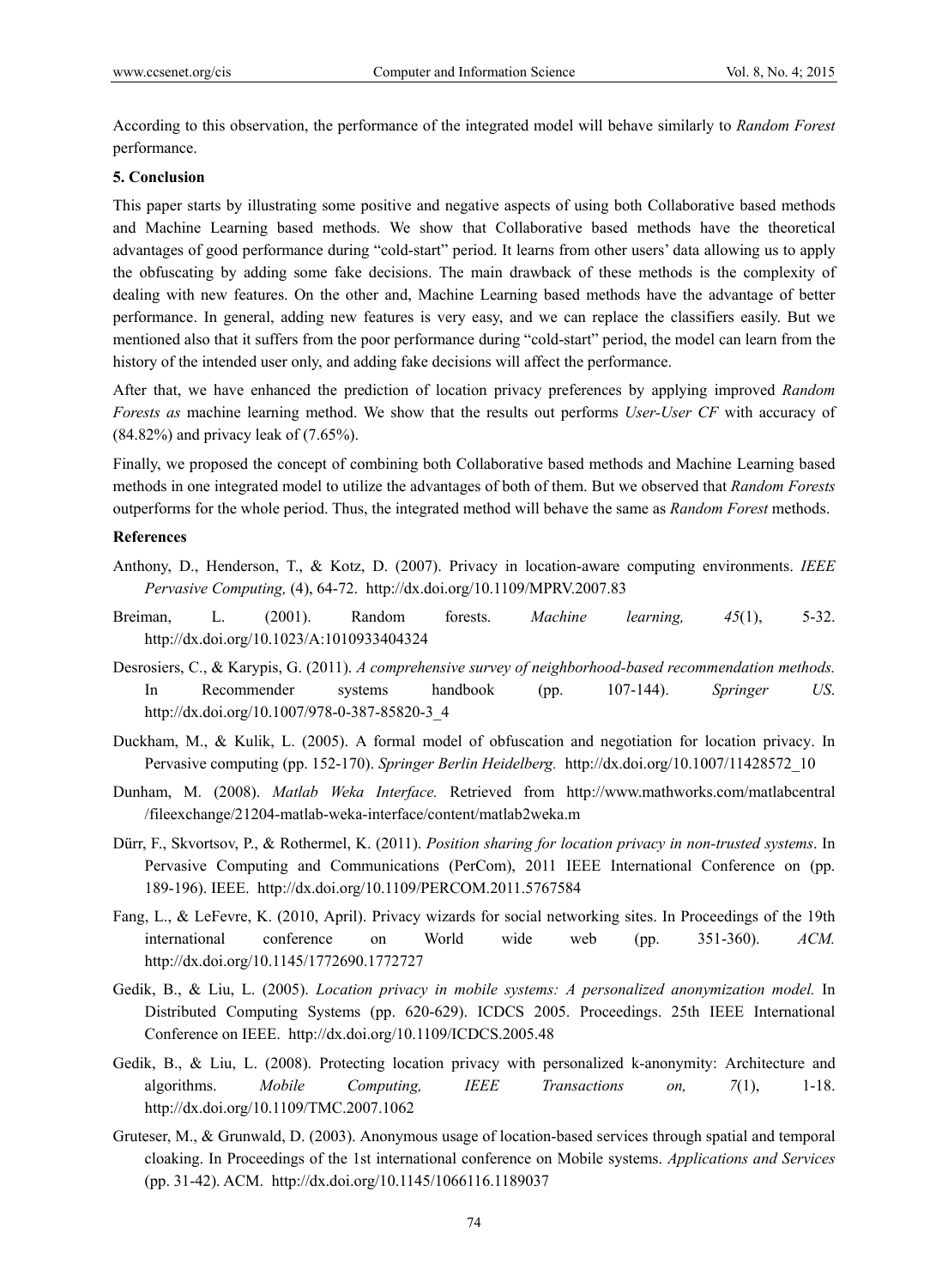According to this observation, the performance of the integrated model will behave similarly to *Random Forest* performance.

## 5. Conclusion

This paper starts by illustrating some positive and negative aspects of using both Collaborative based methods and Machine Learning based methods. We show that Collaborative based methods have the theoretical advantages of good performance during "cold-start" period. It learns from other users' data allowing us to apply the obfuscating by adding some fake decisions. The main drawback of these methods is the complexity of dealing with new features. On the other and, Machine Learning based methods have the advantage of better performance. In general, adding new features is very easy, and we can replace the classifiers easily. But we mentioned also that it suffers from the poor performance during "cold-start" period, the model can learn from the history of the intended user only, and adding fake decisions will affect the performance.

After that, we have enhanced the prediction of location privacy preferences by applying improved *Random Forests as* machine learning method. We show that the results out performs *User-User CF* with accuracy of (84.82%) and privacy leak of (7.65%).

Finally, we proposed the concept of combining both Collaborative based methods and Machine Learning based methods in one integrated model to utilize the advantages of both of them. But we observed that *Random Forests* outperforms for the whole period. Thus, the integrated method will behave the same as *Random Forest* methods.

## References

Anthony, D., Henderson, T., & Kotz, D. (2007). Privacy in location-aware computing environments. *IEEE Pervasive Computing,* (4), 64-72. http://dx.doi.org/10.1109/MPRV.2007.83

Breiman, L. (2001). Random forests. *Machine learning, 45*(1), 5-32. http://dx.doi.org/10.1023/A:1010933404324

Desrosiers, C., & Karypis, G. (2011). *A comprehensive survey of neighborhood-based recommendation methods.* In Recommender systems handbook (pp. 107-144). *Springer US*. http://dx.doi.org/10.1007/978-0-387-85820-3_4

Duckham, M., & Kulik, L. (2005). A formal model of obfuscation and negotiation for location privacy. In Pervasive computing (pp. 152-170). *Springer Berlin Heidelberg.* http://dx.doi.org/10.1007/11428572_10

Dunham, M. (2008). *Matlab Weka Interface.* Retrieved from http://www.mathworks.com/matlabcentral/fileexchange/21204-matlab-weka-interface/content/matlab2weka.m

Dürr, F., Skvortsov, P., & Rothermel, K. (2011). *Position sharing for location privacy in non-trusted systems*. In Pervasive Computing and Communications (PerCom), 2011 IEEE International Conference on (pp. 189-196). IEEE. http://dx.doi.org/10.1109/PERCOM.2011.5767584

Fang, L., & LeFevre, K. (2010, April). Privacy wizards for social networking sites. In Proceedings of the 19th international conference on World wide web (pp. 351-360). *ACM.* http://dx.doi.org/10.1145/1772690.1772727

Gedik, B., & Liu, L. (2005). *Location privacy in mobile systems: A personalized anonymization model.* In Distributed Computing Systems (pp. 620-629). ICDCS 2005. Proceedings. 25th IEEE International Conference on IEEE. http://dx.doi.org/10.1109/ICDCS.2005.48

Gedik, B., & Liu, L. (2008). Protecting location privacy with personalized k-anonymity: Architecture and algorithms. *Mobile Computing, IEEE Transactions on, 7*(1), 1-18. http://dx.doi.org/10.1109/TMC.2007.1062

Gruteser, M., & Grunwald, D. (2003). Anonymous usage of location-based services through spatial and temporal cloaking. In Proceedings of the 1st international conference on Mobile systems. *Applications and Services* (pp. 31-42). ACM. http://dx.doi.org/10.1145/1066116.1189037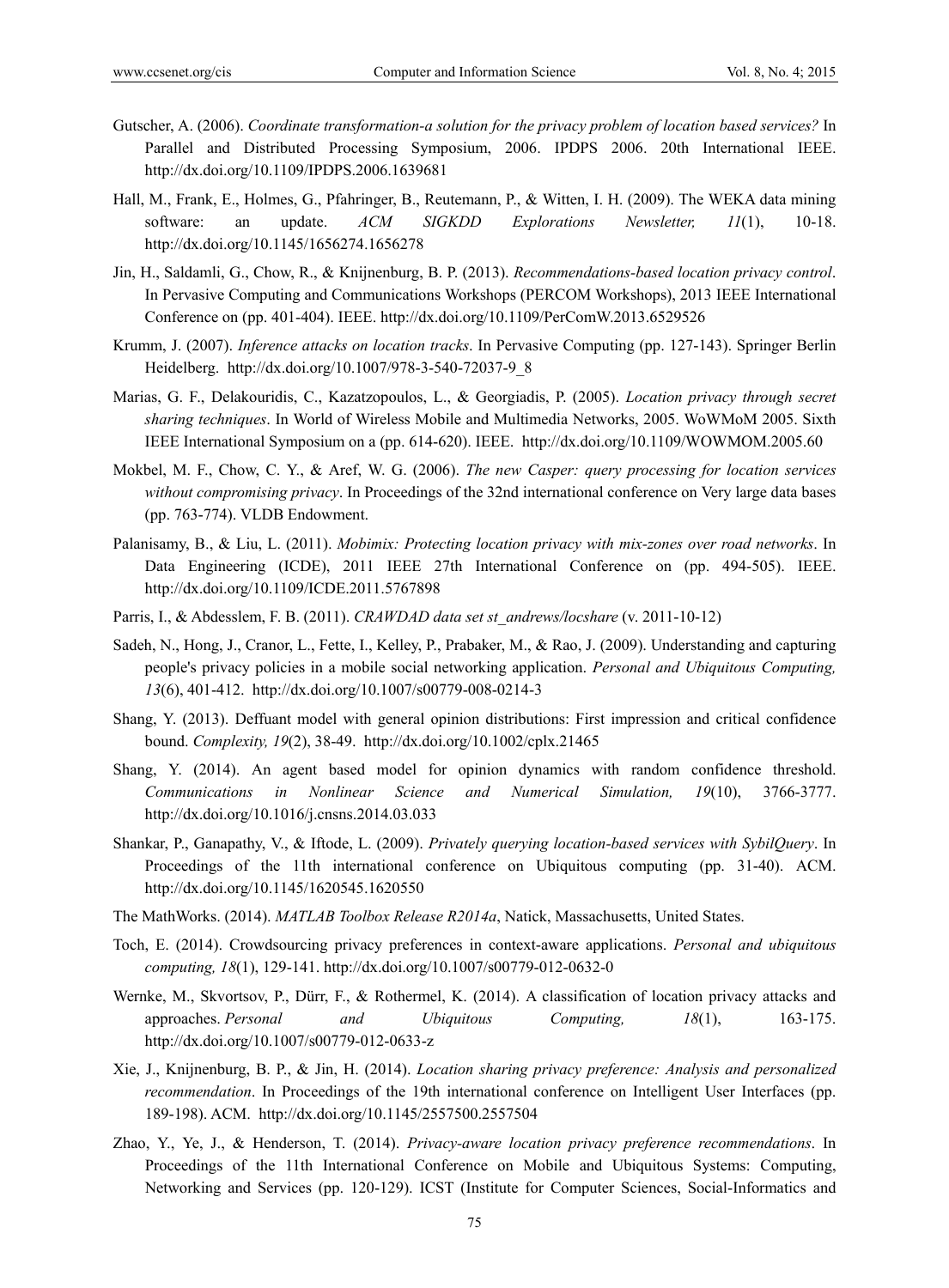Gutscher, A. (2006). *Coordinate transformation-a solution for the privacy problem of location based services?* In Parallel and Distributed Processing Symposium, 2006. IPDPS 2006. 20th International IEEE. http://dx.doi.org/10.1109/IPDPS.2006.1639681

Hall, M., Frank, E., Holmes, G., Pfahringer, B., Reutemann, P., & Witten, I. H. (2009). The WEKA data mining software: an update. *ACM SIGKDD Explorations Newsletter, 11*(1), 10-18. http://dx.doi.org/10.1145/1656274.1656278

Jin, H., Saldamli, G., Chow, R., & Knijnenburg, B. P. (2013). *Recommendations-based location privacy control*. In Pervasive Computing and Communications Workshops (PERCOM Workshops), 2013 IEEE International Conference on (pp. 401-404). IEEE. http://dx.doi.org/10.1109/PerComW.2013.6529526

Krumm, J. (2007). *Inference attacks on location tracks*. In Pervasive Computing (pp. 127-143). Springer Berlin Heidelberg. http://dx.doi.org/10.1007/978-3-540-72037-9_8

Marias, G. F., Delakouridis, C., Kazatzopoulos, L., & Georgiadis, P. (2005). *Location privacy through secret sharing techniques*. In World of Wireless Mobile and Multimedia Networks, 2005. WoWMoM 2005. Sixth IEEE International Symposium on a (pp. 614-620). IEEE. http://dx.doi.org/10.1109/WOWMOM.2005.60

Mokbel, M. F., Chow, C. Y., & Aref, W. G. (2006). *The new Casper: query processing for location services without compromising privacy*. In Proceedings of the 32nd international conference on Very large data bases (pp. 763-774). VLDB Endowment.

Palanisamy, B., & Liu, L. (2011). *Mobimix: Protecting location privacy with mix-zones over road networks*. In Data Engineering (ICDE), 2011 IEEE 27th International Conference on (pp. 494-505). IEEE. http://dx.doi.org/10.1109/ICDE.2011.5767898

Parris, I., & Abdesslem, F. B. (2011). *CRAWDAD data set st_andrews/locshare* (v. 2011-10-12)

Sadeh, N., Hong, J., Cranor, L., Fette, I., Kelley, P., Prabaker, M., & Rao, J. (2009). Understanding and capturing people's privacy policies in a mobile social networking application. *Personal and Ubiquitous Computing, 13*(6), 401-412. http://dx.doi.org/10.1007/s00779-008-0214-3

Shang, Y. (2013). Deffuant model with general opinion distributions: First impression and critical confidence bound. *Complexity, 19*(2), 38-49. http://dx.doi.org/10.1002/cplx.21465

Shang, Y. (2014). An agent based model for opinion dynamics with random confidence threshold. *Communications in Nonlinear Science and Numerical Simulation, 19*(10), 3766-3777. http://dx.doi.org/10.1016/j.cnsns.2014.03.033

Shankar, P., Ganapathy, V., & Iftode, L. (2009). *Privately querying location-based services with SybilQuery*. In Proceedings of the 11th international conference on Ubiquitous computing (pp. 31-40). ACM. http://dx.doi.org/10.1145/1620545.1620550

The MathWorks. (2014). *MATLAB Toolbox Release R2014a*, Natick, Massachusetts, United States.

Toch, E. (2014). Crowdsourcing privacy preferences in context-aware applications. *Personal and ubiquitous computing, 18*(1), 129-141. http://dx.doi.org/10.1007/s00779-012-0632-0

Wernke, M., Skvortsov, P., Dürr, F., & Rothermel, K. (2014). A classification of location privacy attacks and approaches. *Personal and Ubiquitous Computing, 18*(1), 163-175. http://dx.doi.org/10.1007/s00779-012-0633-z

Xie, J., Knijnenburg, B. P., & Jin, H. (2014). *Location sharing privacy preference: Analysis and personalized recommendation*. In Proceedings of the 19th international conference on Intelligent User Interfaces (pp. 189-198). ACM. http://dx.doi.org/10.1145/2557500.2557504

Zhao, Y., Ye, J., & Henderson, T. (2014). *Privacy-aware location privacy preference recommendations*. In Proceedings of the 11th International Conference on Mobile and Ubiquitous Systems: Computing, Networking and Services (pp. 120-129). ICST (Institute for Computer Sciences, Social-Informatics and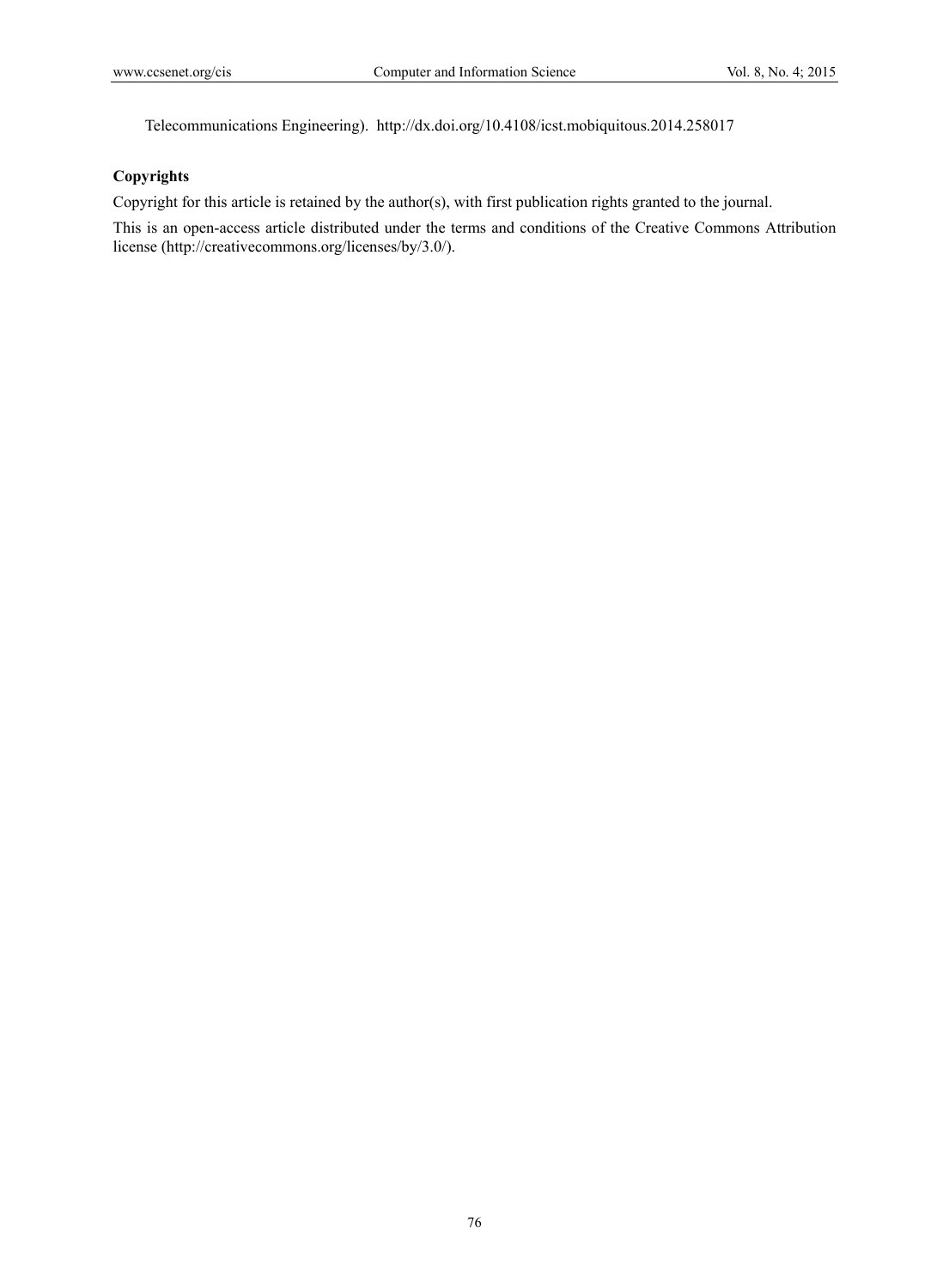Telecommunications Engineering). http://dx.doi.org/10.4108/icst.mobiquitous.2014.258017

**Copyrights**

Copyright for this article is retained by the author(s), with first publication rights granted to the journal.

This is an open-access article distributed under the terms and conditions of the Creative Commons Attribution license (http://creativecommons.org/licenses/by/3.0/).